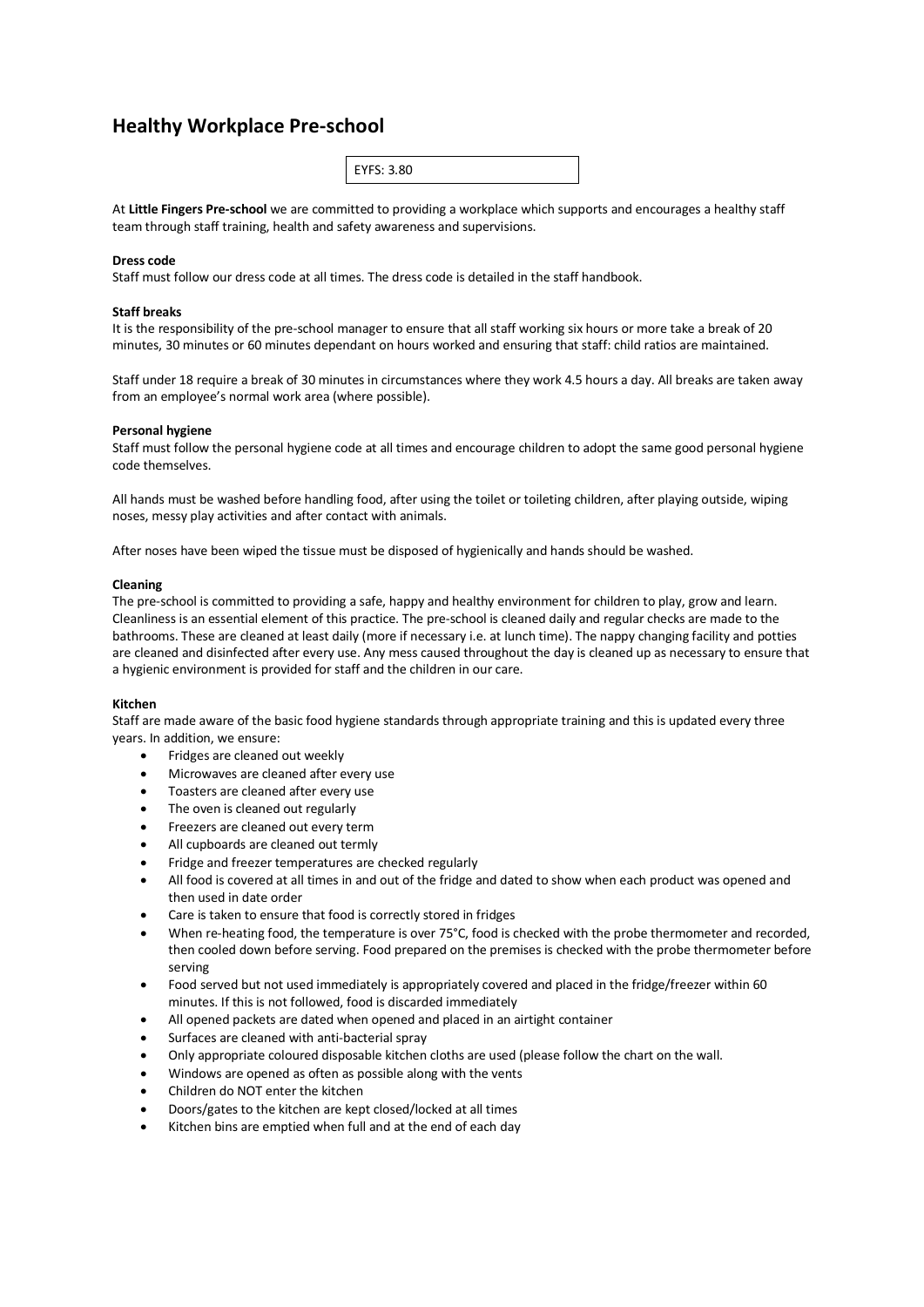# Healthy Workplace Pre-school

EYFS: 3.80

At **Little Fingers Pre-school** we are committed to providing a workplace which supports and encourages a healthy staff team through staff training, health and safety awareness and supervisions.

**Dress code**

Staff must follow our dress code at all times. The dress code is detailed in the staff handbook.

**Staff breaks**

It is the responsibility of the pre-school manager to ensure that all staff working six hours or more take a break of 20 minutes, 30 minutes or 60 minutes dependant on hours worked and ensuring that staff: child ratios are maintained.

Staff under 18 require a break of 30 minutes in circumstances where they work 4.5 hours a day. All breaks are taken away from an employee's normal work area (where possible).

**Personal hygiene**

Staff must follow the personal hygiene code at all times and encourage children to adopt the same good personal hygiene code themselves.

All hands must be washed before handling food, after using the toilet or toileting children, after playing outside, wiping noses, messy play activities and after contact with animals.

After noses have been wiped the tissue must be disposed of hygienically and hands should be washed.

**Cleaning**

The pre-school is committed to providing a safe, happy and healthy environment for children to play, grow and learn. Cleanliness is an essential element of this practice. The pre-school is cleaned daily and regular checks are made to the bathrooms. These are cleaned at least daily (more if necessary i.e. at lunch time). The nappy changing facility and potties are cleaned and disinfected after every use. Any mess caused throughout the day is cleaned up as necessary to ensure that a hygienic environment is provided for staff and the children in our care.

**Kitchen**

Staff are made aware of the basic food hygiene standards through appropriate training and this is updated every three years. In addition, we ensure:

- Fridges are cleaned out weekly
- Microwaves are cleaned after every use
- Toasters are cleaned after every use
- The oven is cleaned out regularly
- Freezers are cleaned out every term
- All cupboards are cleaned out termly
- Fridge and freezer temperatures are checked regularly
- All food is covered at all times in and out of the fridge and dated to show when each product was opened and then used in date order
- Care is taken to ensure that food is correctly stored in fridges
- When re-heating food, the temperature is over 75°C, food is checked with the probe thermometer and recorded, then cooled down before serving. Food prepared on the premises is checked with the probe thermometer before serving
- Food served but not used immediately is appropriately covered and placed in the fridge/freezer within 60 minutes. If this is not followed, food is discarded immediately
- All opened packets are dated when opened and placed in an airtight container
- Surfaces are cleaned with anti-bacterial spray
- Only appropriate coloured disposable kitchen cloths are used (please follow the chart on the wall.
- Windows are opened as often as possible along with the vents
- Children do NOT enter the kitchen
- Doors/gates to the kitchen are kept closed/locked at all times
- Kitchen bins are emptied when full and at the end of each day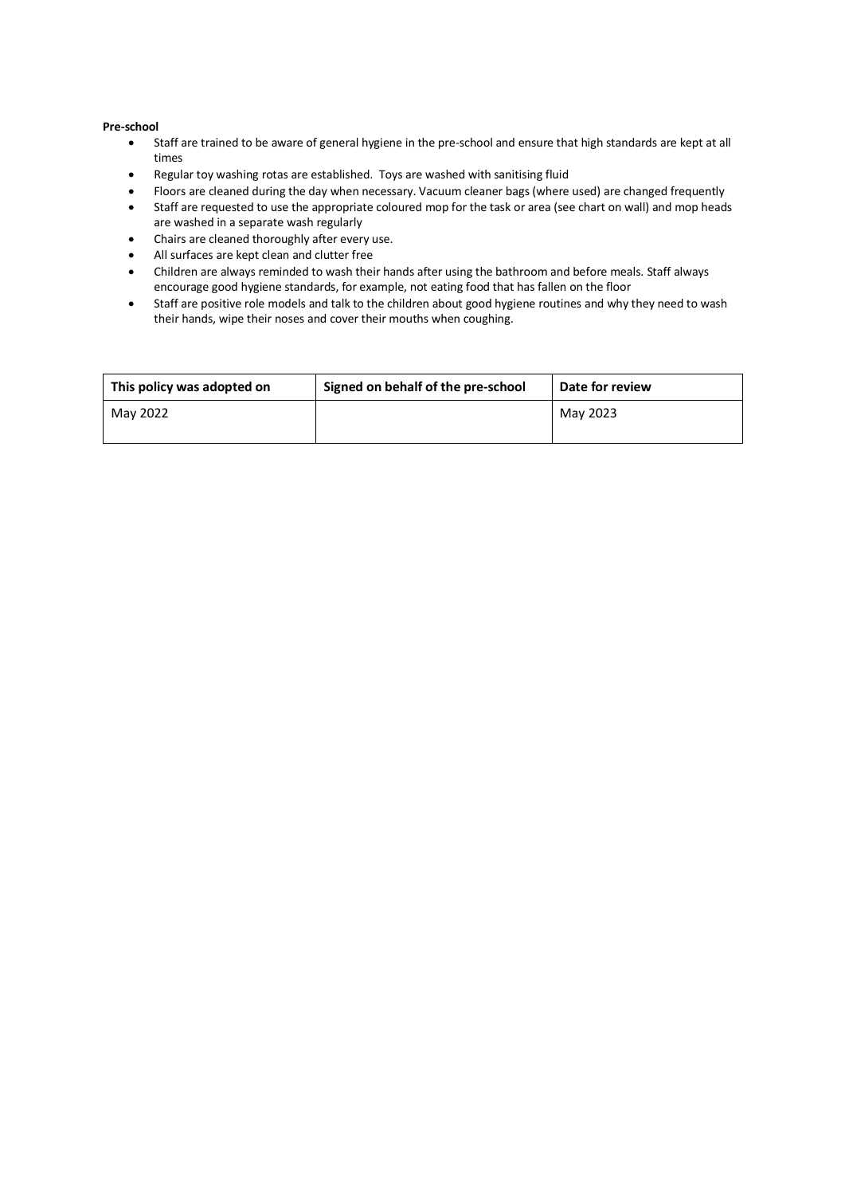**Pre-school**

- Staff are trained to be aware of general hygiene in the pre-school and ensure that high standards are kept at all times
- Regular toy washing rotas are established. Toys are washed with sanitising fluid
- Floors are cleaned during the day when necessary. Vacuum cleaner bags (where used) are changed frequently
- Staff are requested to use the appropriate coloured mop for the task or area (see chart on wall) and mop heads are washed in a separate wash regularly
- Chairs are cleaned thoroughly after every use.
- All surfaces are kept clean and clutter free
- Children are always reminded to wash their hands after using the bathroom and before meals. Staff always encourage good hygiene standards, for example, not eating food that has fallen on the floor
- Staff are positive role models and talk to the children about good hygiene routines and why they need to wash their hands, wipe their noses and cover their mouths when coughing.

| This policy was adopted on | Signed on behalf of the pre-school | Date for review |
|---|---|---|
| May 2022 | | May 2023 |